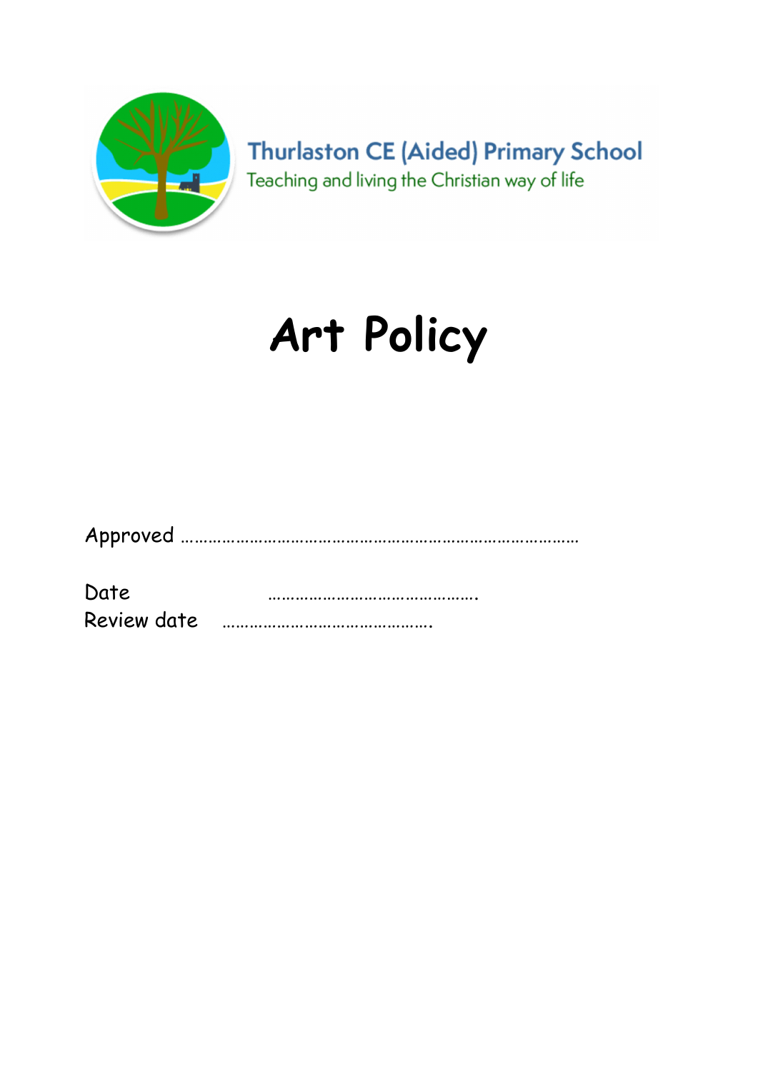Thurlaston CE (Aided) Primary School

Teaching and living the Christian way of life

# Art Policy

Approved ……………………………………………………………………………

Date ……………………………………….

Review date ……………………………………….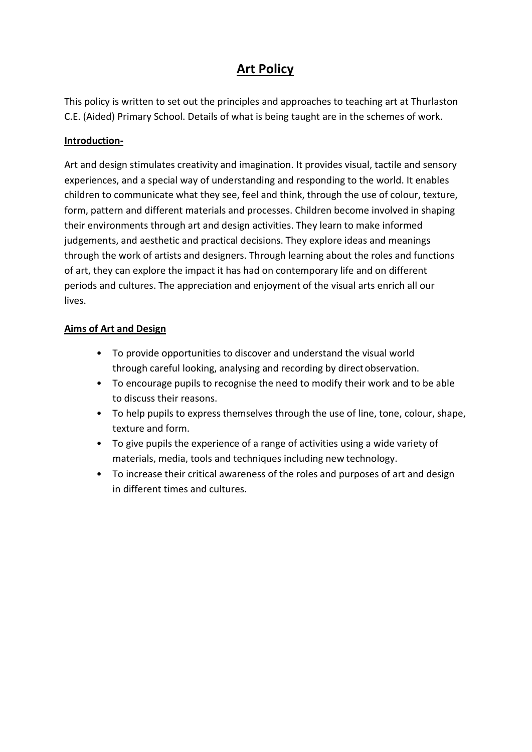# Art Policy

This policy is written to set out the principles and approaches to teaching art at Thurlaston C.E. (Aided) Primary School. Details of what is being taught are in the schemes of work.

**Introduction-**

Art and design stimulates creativity and imagination. It provides visual, tactile and sensory experiences, and a special way of understanding and responding to the world. It enables children to communicate what they see, feel and think, through the use of colour, texture, form, pattern and different materials and processes. Children become involved in shaping their environments through art and design activities. They learn to make informed judgements, and aesthetic and practical decisions. They explore ideas and meanings through the work of artists and designers. Through learning about the roles and functions of art, they can explore the impact it has had on contemporary life and on different periods and cultures. The appreciation and enjoyment of the visual arts enrich all our lives.

**Aims of Art and Design**

- To provide opportunities to discover and understand the visual world through careful looking, analysing and recording by direct observation.
- To encourage pupils to recognise the need to modify their work and to be able to discuss their reasons.
- To help pupils to express themselves through the use of line, tone, colour, shape, texture and form.
- To give pupils the experience of a range of activities using a wide variety of materials, media, tools and techniques including new technology.
- To increase their critical awareness of the roles and purposes of art and design in different times and cultures.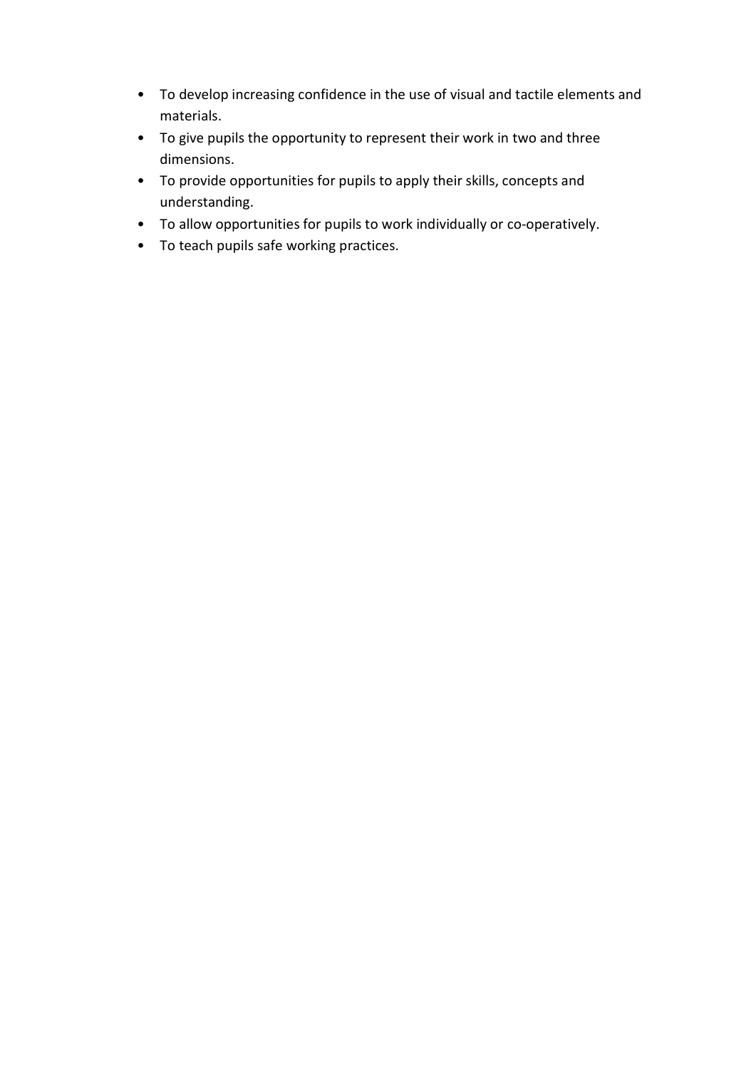- To develop increasing confidence in the use of visual and tactile elements and materials.
- To give pupils the opportunity to represent their work in two and three dimensions.
- To provide opportunities for pupils to apply their skills, concepts and understanding.
- To allow opportunities for pupils to work individually or co-operatively.
- To teach pupils safe working practices.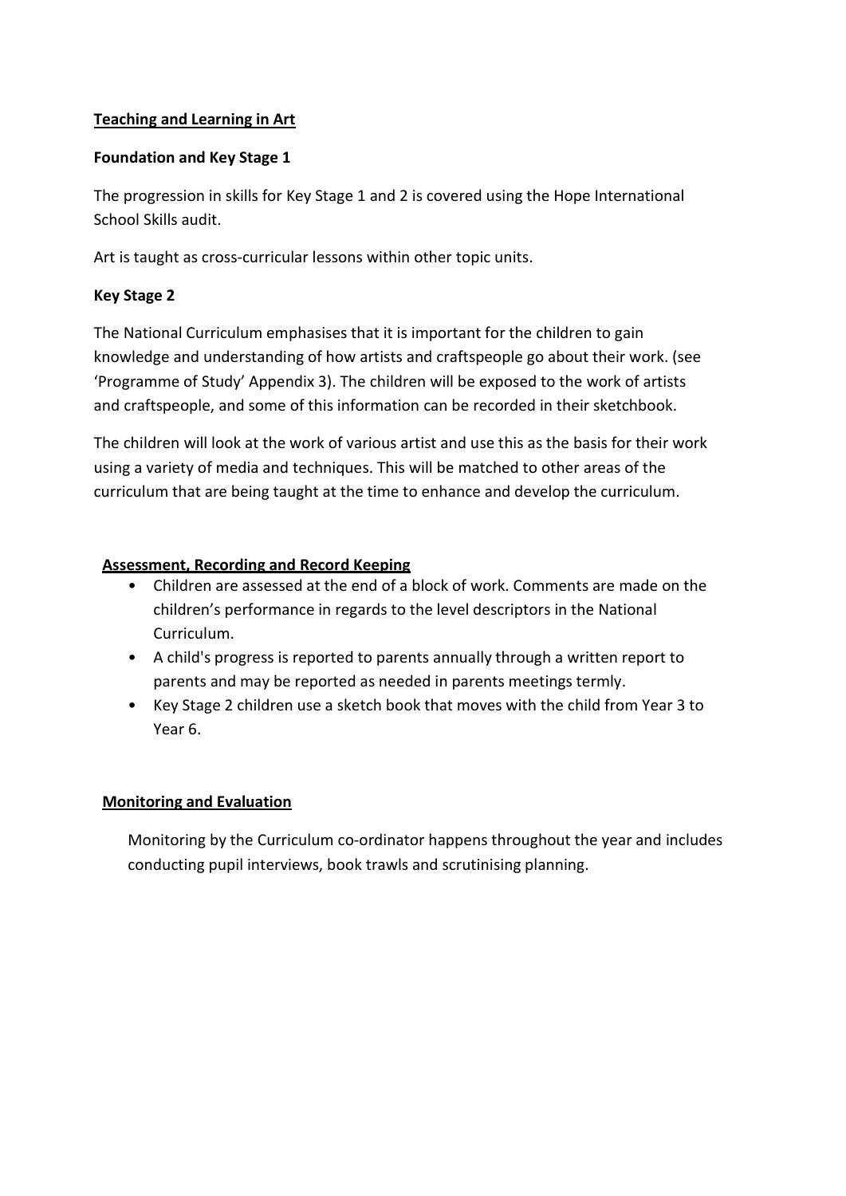**Teaching and Learning in Art**

**Foundation and Key Stage 1**

The progression in skills for Key Stage 1 and 2 is covered using the Hope International School Skills audit.

Art is taught as cross-curricular lessons within other topic units.

**Key Stage 2**

The National Curriculum emphasises that it is important for the children to gain knowledge and understanding of how artists and craftspeople go about their work. (see 'Programme of Study' Appendix 3). The children will be exposed to the work of artists and craftspeople, and some of this information can be recorded in their sketchbook.

The children will look at the work of various artist and use this as the basis for their work using a variety of media and techniques. This will be matched to other areas of the curriculum that are being taught at the time to enhance and develop the curriculum.

**Assessment, Recording and Record Keeping**

- Children are assessed at the end of a block of work. Comments are made on the children's performance in regards to the level descriptors in the National Curriculum.
- A child's progress is reported to parents annually through a written report to parents and may be reported as needed in parents meetings termly.
- Key Stage 2 children use a sketch book that moves with the child from Year 3 to Year 6.

**Monitoring and Evaluation**

Monitoring by the Curriculum co-ordinator happens throughout the year and includes conducting pupil interviews, book trawls and scrutinising planning.